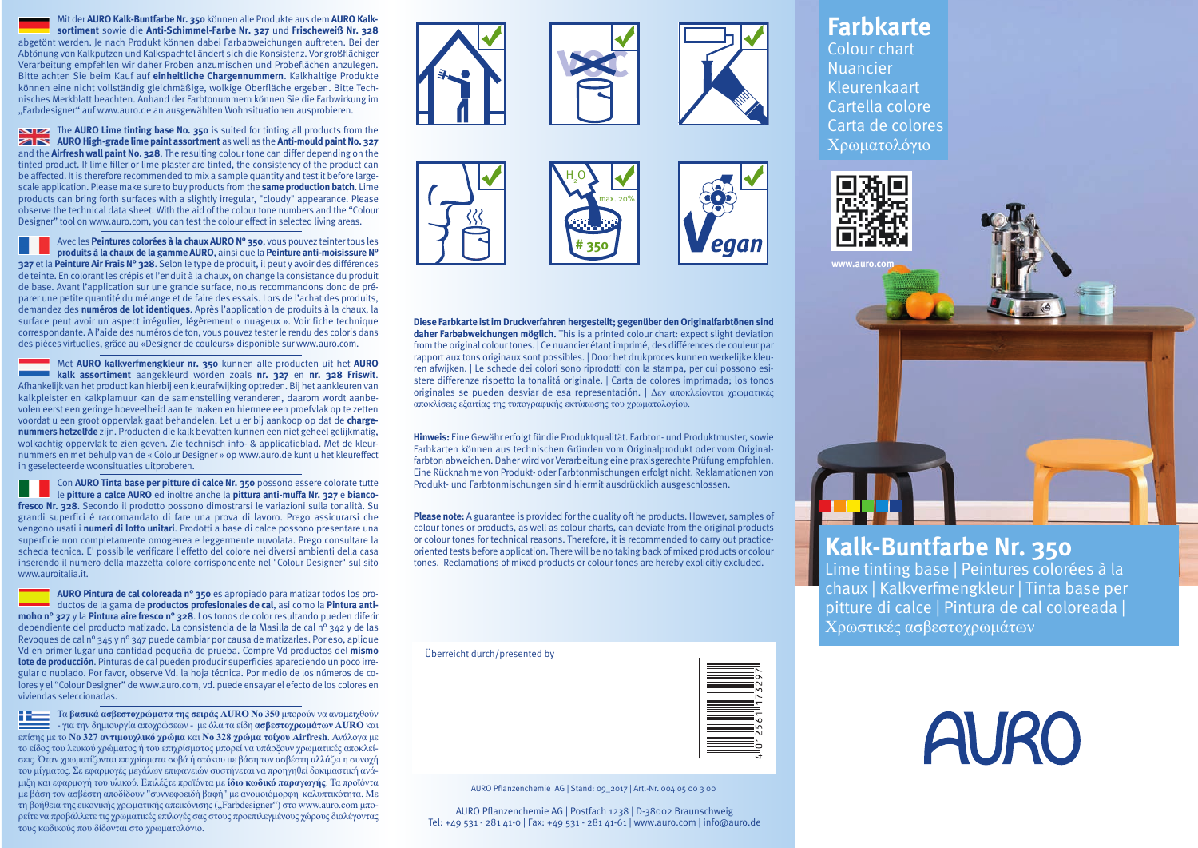Mit der **AURO Kalk-Buntfarbe Nr. 350** können alle Produkte aus dem **AURO Kalk-sortiment** sowie die **Anti-Schimmel-Farbe Nr. 327** und **Frischeweiß Nr. 328** abgetönt werden. Je nach Produkt können dabei Farbabweichungen auftreten. Bei der Abtönung von Kalkputzen und Kalkspachtel ändert sich die Konsistenz. Vor großflächiger Verarbeitung empfehlen wir daher Proben anzumischen und Probeflächen anzulegen. Bitte achten Sie beim Kauf auf **einheitliche Chargennummern**. Kalkhaltige Produkte können eine nicht vollständig gleichmäßige, wolkige Oberfläche ergeben. Bitte Technisches Merkblatt beachten. Anhand der Farbtonummern können Sie die Farbwirkung im „Farbdesigner" auf www.auro.de an ausgewählten Wohnsituationen ausprobieren.

The **AURO Lime tinting base No. 350** is suited for tinting all products from the **AURO High-grade lime paint assortment** as well as the **Anti-mould paint No. 327** and the **Airfresh wall paint No. 328**. The resulting colour tone can differ depending on the tinted product. If lime filler or lime plaster are tinted, the consistency of the product can be affected. It is therefore recommended to mix a sample quantity and test it before large-scale application. Please make sure to buy products from the **same production batch**. Lime products can bring forth surfaces with a slightly irregular, "cloudy" appearance. Please observe the technical data sheet. With the aid of the colour tone numbers and the "Colour Designer" tool on www.auro.com, you can test the colour effect in selected living areas.

Avec les **Peintures colorées à la chaux AURO N° 350**, vous pouvez teinter tous les **produits à la chaux de la gamme AURO**, ainsi que la **Peinture anti-moisissure N° 327** et la **Peinture Air Frais N° 328**. Selon le type de produit, il peut y avoir des différences de teinte. En colorant les crépis et l'enduit à la chaux, on change la consistance du produit de base. Avant l'application sur une grande surface, nous recommandons donc de préparer une petite quantité du mélange et de faire des essais. Lors de l'achat des produits, demandez des **numéros de lot identiques**. Après l'application de produits à la chaux, la surface peut avoir un aspect irrégulier, légèrement « nuageux ». Voir fiche technique correspondante. A l'aide des numéros de ton, vous pouvez tester le rendu des coloris dans des pièces virtuelles, grâce au «Designer de couleurs» disponible sur www.auro.com.

Met **AURO kalkverfmengkleur nr. 350** kunnen alle producten uit het **AURO kalk assortiment** aangekleurd worden zoals **nr. 327** en **nr. 328 Friswit**. Afhankelijk van het product kan hierbij een kleurafwijking optreden. Bij het aankleuren van kalkpleister en kalkplamuur kan de samenstelling veranderen, daarom wordt aanbevolen eerst een geringe hoeveelheid aan te maken en hiermee een proefvlak op te zetten voordat u een groot oppervlak gaat behandelen. Let u er bij aankoop op dat de **chargenummers hetzelfde** zijn. Producten die kalk bevatten kunnen een niet geheel gelijkmatig, wolkachtig oppervlak te zien geven. Zie technisch info- & applicatieblad. Met de kleurnummers en met behulp van de « Colour Designer » op www.auro.de kunt u het kleureffect in geselecteerde woonsituaties uitproberen.

Con **AURO Tinta base per pitture di calce Nr. 350** possono essere colorate tutte le **pitture a calce AURO** ed inoltre anche la **pittura anti-muffa Nr. 327** e **bianco-fresco Nr. 328**. Secondo il prodotto possono dimostrarsi le variazioni sulla tonalità. Su grandi superfici é raccomandato di fare una prova di colore. Prego assicurarsi che vengono usati i **numeri di lotto unitari**. Prodotti a base di calce possono presentare una superficie non completamente omogenea e leggermente nuvolata. Prego consultare la scheda tecnica. E' possibile verificare l'effetto del colore nei diversi ambienti della casa inserendo il numero della mazzetta colore corrispondente nel "Colour Designer" sul sito www.auroitalia.it.

**AURO Pintura de cal coloreada nº 350** es apropiado para matizar todos los productos de la gama de **productos profesionales de cal**, asi como la **Pintura anti-moho nº 327** y la **Pintura aire fresco nº 328**. Los tonos de color resultando pueden diferir dependiente del producto matizado. La consistencia de la Masilla de cal nº 342 y de las Revoques de cal nº 345 y nº 347 puede cambiar por causa de matizarles. Por eso, aplique Vd en primer lugar una cantidad pequeña de prueba. Compre Vd productos del **mismo lote de producción**. Pinturas de cal pueden producir superficies apareciendo un poco irregular o nublado. Por favor, observe Vd. la hoja técnica. Por medio de los números de colores y el "Colour Designer" de www.auro.com, vd. puede ensayar el efecto de los colores en viviendas seleccionadas.

Τα **βασικά ασβεστοχρώματα της σειράς AURO No 350** μπορούν να αναμειχθούν - για την δημιουργία αποχρώσεων - με όλα τα είδη **ασβεστοχρωμάτων AURO** και επίσης με το **No 327 αντιμουχλικό χρώμα** και **No 328 χρώμα τοίχου Airfresh**. Ανάλογα με το είδος του λευκού χρώματος ή του επιχρίσματος μπορεί να υπάρξουν χρωματικές αποκλίσεις. Όταν χρωματίζονται επιχρίσματα σοβά ή στόκου με βάση τον ασβέστη αλλάζει η συνοχή του μίγματος. Σε εφαρμογές μεγάλων επιφανειών συστήνεται να προηγηθεί δοκιμαστική ανάμιξη και εφαρμογή του υλικού. Επιλέξτε προϊόντα με **ίδιο κωδικό παραγωγής**. Τα προϊόντα με βάση τον ασβέστη αποδίδουν "συννεφοειδή βαφή" με ανομοιόμορφη καλυπτικότητα. Με τη βοήθεια της εικονικής χρωματικής απεικόνισης („Farbdesigner") στο www.auro.com μπορείτε να προβάλλετε τις χρωματικές επιλογές σας στους προεπιλεγμένους χώρους διαλέγοντας τους κωδικούς που δίδονται στο χρωματολόγιο.

**Diese Farbkarte ist im Druckverfahren hergestellt; gegenüber den Originalfarbtönen sind daher Farbabweichungen möglich.** This is a printed colour chart: expect slight deviation from the original colour tones. | Ce nuancier étant imprimé, des différences de couleur par rapport aux tons originaux sont possibles. | Door het drukproces kunnen werkelijke kleuren afwijken. | Le schede dei colori sono riprodotti con la stampa, per cui possono esistere differenze rispetto la tonalità originale. | Carta de colores imprimada; los tonos originales se pueden desviar de esa representación. | Δεν αποκλείονται χρωματικές αποκλίσεις εξαιτίας της τυπογραφικής εκτύπωσης του χρωματολογίου.

**Hinweis:** Eine Gewähr erfolgt für die Produktqualität. Farbton- und Produktmuster, sowie Farbkarten können aus technischen Gründen vom Originalprodukt oder vom Originalfarbton abweichen. Daher wird vor Verarbeitung eine praxisgerechte Prüfung empfohlen. Eine Rücknahme von Produkt- oder Farbtonmischungen erfolgt nicht. Reklamationen von Produkt- und Farbtonmischungen sind hiermit ausdrücklich ausgeschlossen.

**Please note:** A guarantee is provided for the quality oft he products. However, samples of colour tones or products, as well as colour charts, can deviate from the original products or colour tones for technical reasons. Therefore, it is recommended to carry out practice-oriented tests before application. There will be no taking back of mixed products or colour tones. Reclamations of mixed products or colour tones are hereby explicitly excluded.

Überreicht durch/presented by

4 012561 173297

AURO Pflanzenchemie AG | Stand: 09_2017 | Art.-Nr. 004 05 00 3 00

AURO Pflanzenchemie AG | Postfach 1238 | D-38002 Braunschweig
Tel: +49 531 - 281 41-0 | Fax: +49 531 - 281 41-61 | www.auro.com | info@auro.de

# Farbkarte

Colour chart
Nuancier
Kleurenkaart
Cartella colore
Carta de colores
Χρωματολόγιο

www.auro.com

## Kalk-Buntfarbe Nr. 350

Lime tinting base | Peintures colorées à la chaux | Kalkverfmengkleur | Tinta base per pitture di calce | Pintura de cal coloreada | Χρωστικές ασβεστοχρωμάτων

AURO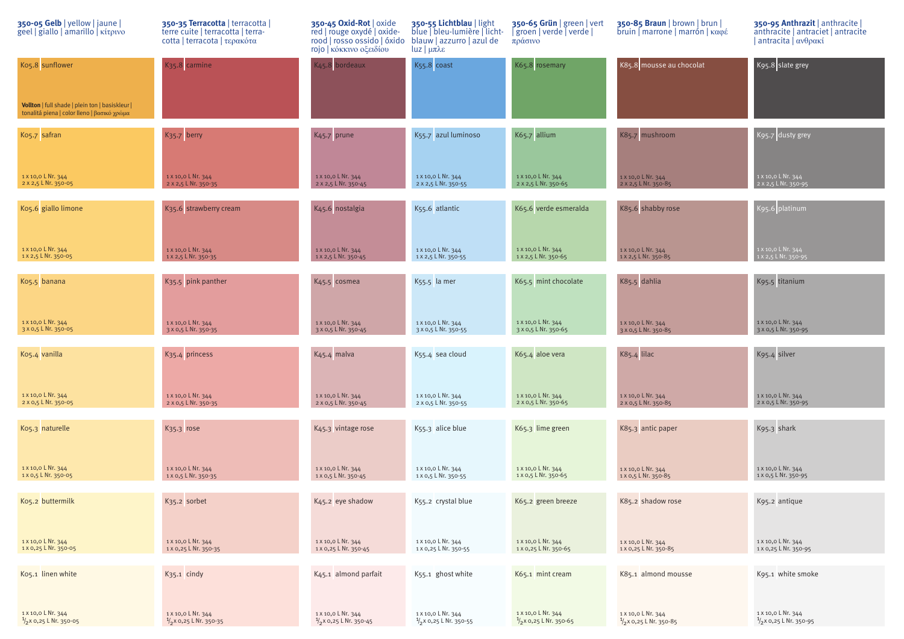| **350-05 Gelb** \| yellow \| jaune \| geel \| giallo \| amarillo \| κίτρινο | **350-35 Terracotta** \| terracotta \| terre cuite \| terracotta \| terra-cotta \| terracota \| τερακότα | **350-45 Oxid-Rot** \| oxide red \| rouge oxydé \| oxide-rood \| rosso ossido \| óxido rojo \| κόκκινο οξειδίου | **350-55 Lichtblau** \| light blue \| bleu-lumière \| licht-blauw \| azzurro \| azul de luz \| μπλε | **350-65 Grün** \| green \| vert \| groen \| verde \| verde \| πράσινο | **350-85 Braun** \| brown \| brun \| bruin \| marrone \| marrón \| καφέ | **350-95 Anthrazit** \| anthracite \| anthracite \| antraciet \| antracite \| antracita \| ανθρακί |
|---|---|---|---|---|---|---|
| K05.8 sunflower<br>**Vollton** \| full shade \| plein ton \| basiskleur \| tonalità piena \| color lleno \| βασικό χρώμα | K35.8 carmine | K45.8 bordeaux | K55.8 coast | K65.8 rosemary | K85.8 mousse au chocolat | K95.8 slate grey |
| K05.7 safran<br>1 x 10,0 L Nr. 344<br>2 x 2,5 L Nr. 350-05 | K35.7 berry<br>1 x 10,0 L Nr. 344<br>2 x 2,5 L Nr. 350-35 | K45.7 prune<br>1 x 10,0 L Nr. 344<br>2 x 2,5 L Nr. 350-45 | K55.7 azul luminoso<br>1 x 10,0 L Nr. 344<br>2 x 2,5 L Nr. 350-55 | K65.7 allium<br>1 x 10,0 L Nr. 344<br>2 x 2,5 L Nr. 350-65 | K85.7 mushroom<br>1 x 10,0 L Nr. 344<br>2 x 2,5 L Nr. 350-85 | K95.7 dusty grey<br>1 x 10,0 L Nr. 344<br>2 x 2,5 L Nr. 350-95 |
| K05.6 giallo limone<br>1 x 10,0 L Nr. 344<br>1 x 2,5 L Nr. 350-05 | K35.6 strawberry cream<br>1 x 10,0 L Nr. 344<br>1 x 2,5 L Nr. 350-35 | K45.6 nostalgia<br>1 x 10,0 L Nr. 344<br>1 x 2,5 L Nr. 350-45 | K55.6 atlantic<br>1 x 10,0 L Nr. 344<br>1 x 2,5 L Nr. 350-55 | K65.6 verde esmeralda<br>1 x 10,0 L Nr. 344<br>1 x 2,5 L Nr. 350-65 | K85.6 shabby rose<br>1 x 10,0 L Nr. 344<br>1 x 2,5 L Nr. 350-85 | K95.6 platinum<br>1 x 10,0 L Nr. 344<br>1 x 2,5 L Nr. 350-95 |
| K05.5 banana<br>1 x 10,0 L Nr. 344<br>3 x 0,5 L Nr. 350-05 | K35.5 pink panther<br>1 x 10,0 L Nr. 344<br>3 x 0,5 L Nr. 350-35 | K45.5 cosmea<br>1 x 10,0 L Nr. 344<br>3 x 0,5 L Nr. 350-45 | K55.5 la mer<br>1 x 10,0 L Nr. 344<br>3 x 0,5 L Nr. 350-55 | K65.5 mint chocolate<br>1 x 10,0 L Nr. 344<br>3 x 0,5 L Nr. 350-65 | K85.5 dahlia<br>1 x 10,0 L Nr. 344<br>3 x 0,5 L Nr. 350-85 | K95.5 titanium<br>1 x 10,0 L Nr. 344<br>3 x 0,5 L Nr. 350-95 |
| K05.4 vanilla<br>1 x 10,0 L Nr. 344<br>2 x 0,5 L Nr. 350-05 | K35.4 princess<br>1 x 10,0 L Nr. 344<br>2 x 0,5 L Nr. 350-35 | K45.4 malva<br>1 x 10,0 L Nr. 344<br>2 x 0,5 L Nr. 350-45 | K55.4 sea cloud<br>1 x 10,0 L Nr. 344<br>2 x 0,5 L Nr. 350-55 | K65.4 aloe vera<br>1 x 10,0 L Nr. 344<br>2 x 0,5 L Nr. 350-65 | K85.4 lilac<br>1 x 10,0 L Nr. 344<br>2 x 0,5 L Nr. 350-85 | K95.4 silver<br>1 x 10,0 L Nr. 344<br>2 x 0,5 L Nr. 350-95 |
| K05.3 naturelle<br>1 x 10,0 L Nr. 344<br>1 x 0,5 L Nr. 350-05 | K35.3 rose<br>1 x 10,0 L Nr. 344<br>1 x 0,5 L Nr. 350-35 | K45.3 vintage rose<br>1 x 10,0 L Nr. 344<br>1 x 0,5 L Nr. 350-45 | K55.3 alice blue<br>1 x 10,0 L Nr. 344<br>1 x 0,5 L Nr. 350-55 | K65.3 lime green<br>1 x 10,0 L Nr. 344<br>1 x 0,5 L Nr. 350-65 | K85.3 antic paper<br>1 x 10,0 L Nr. 344<br>1 x 0,5 L Nr. 350-85 | K95.3 shark<br>1 x 10,0 L Nr. 344<br>1 x 0,5 L Nr. 350-95 |
| K05.2 buttermilk<br>1 x 10,0 L Nr. 344<br>1 x 0,25 L Nr. 350-05 | K35.2 sorbet<br>1 x 10,0 L Nr. 344<br>1 x 0,25 L Nr. 350-35 | K45.2 eye shadow<br>1 x 10,0 L Nr. 344<br>1 x 0,25 L Nr. 350-45 | K55.2 crystal blue<br>1 x 10,0 L Nr. 344<br>1 x 0,25 L Nr. 350-55 | K65.2 green breeze<br>1 x 10,0 L Nr. 344<br>1 x 0,25 L Nr. 350-65 | K85.2 shadow rose<br>1 x 10,0 L Nr. 344<br>1 x 0,25 L Nr. 350-85 | K95.2 antique<br>1 x 10,0 L Nr. 344<br>1 x 0,25 L Nr. 350-95 |
| K05.1 linen white<br>1 x 10,0 L Nr. 344<br>½ x 0,25 L Nr. 350-05 | K35.1 cindy<br>1 x 10,0 L Nr. 344<br>½ x 0,25 L Nr. 350-35 | K45.1 almond parfait<br>1 x 10,0 L Nr. 344<br>½ x 0,25 L Nr. 350-45 | K55.1 ghost white<br>1 x 10,0 L Nr. 344<br>½ x 0,25 L Nr. 350-55 | K65.1 mint cream<br>1 x 10,0 L Nr. 344<br>½ x 0,25 L Nr. 350-65 | K85.1 almond mousse<br>1 x 10,0 L Nr. 344<br>½ x 0,25 L Nr. 350-85 | K95.1 white smoke<br>1 x 10,0 L Nr. 344<br>½ x 0,25 L Nr. 350-95 |